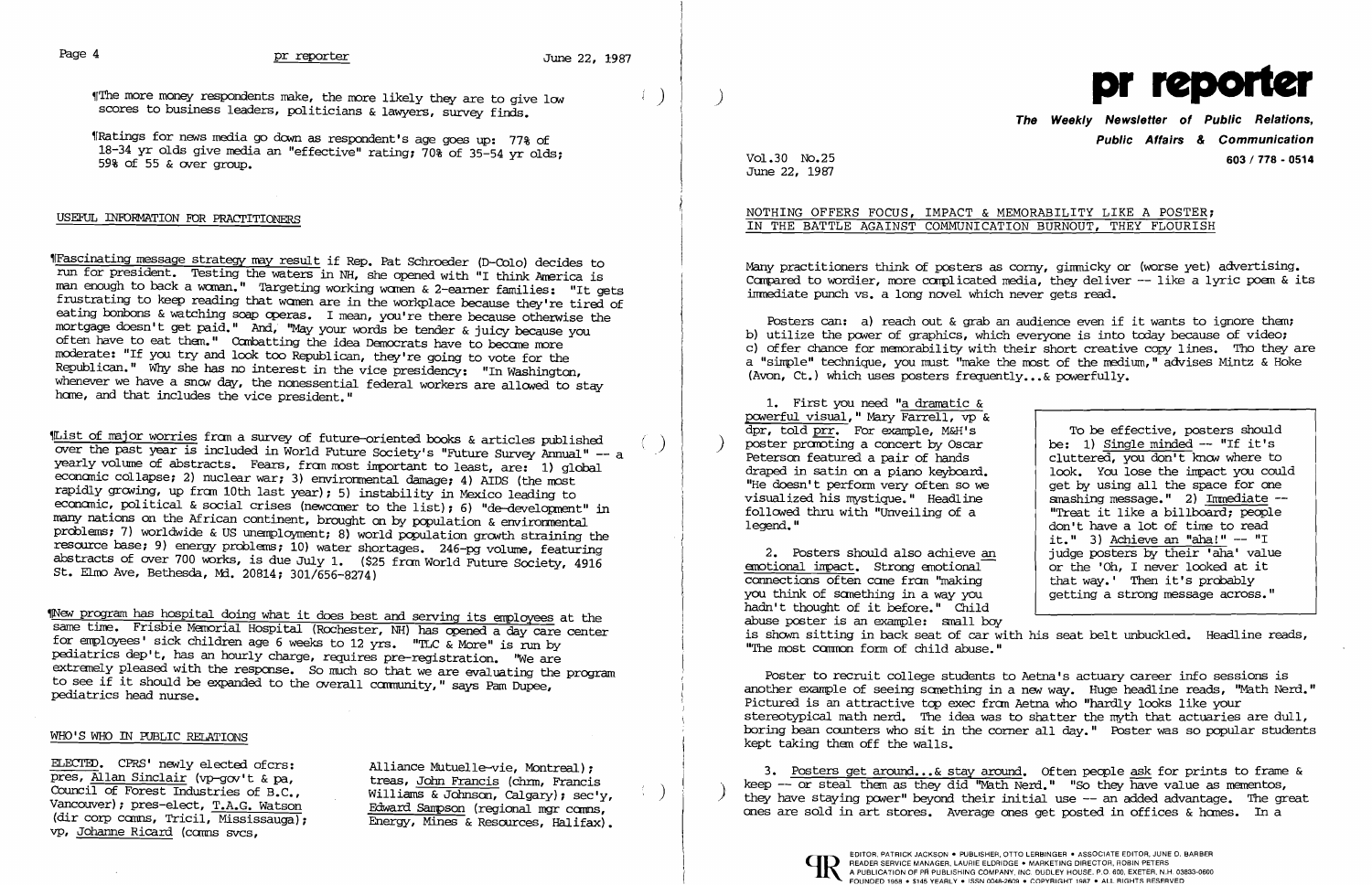¶The more money respondents make, the more likely they are to give low scores to business leaders, politicians & lawyers, survey finds.

¶Ratings for news media go down as respondent's age goes up: 77% of 18-34 yr olds give media an "effective" rating; 70% of 35-54 yr olds; 59% of 55 & over group.

## USEFUL INFORMATION FOR PRACTITIONERS

¶Fascinating message strategy may result if Rep. Pat Schroeder (D-Colo) decides to run for president. Testing the waters in NH, she opened with "I think America is man enough to back a woman." Targeting working women & 2-earner families: "It gets frustrating to keep reading that women are in the workplace because they're tired of eating bonbons & watching soap operas. I mean, you're there because otherwise the mortgage doesn't get paid." And, "May your words be tender & juicy because you often have to eat them." Combatting the idea Democrats have to become more moderate: "If you try and look too Republican, they're going to vote for the Republican." Why she has no interest in the vice presidency: "In Washington, whenever we have a snow day, the nonessential federal workers are allowed to stay home, and that includes the vice president."

¶List of major worries from a survey of future-oriented books & articles published over the past year is included in World Future Society's "Future Survey Annual" -- a yearly volume of abstracts. Fears, from most important to least, are: 1) global economic collapse; 2) nuclear war; 3) environmental damage; 4) AIDS (the most rapidly growing, up from 10th last year); 5) instability in Mexico leading to economic, political & social crises (newcomer to the list); 6) "de-development" in many nations on the African continent, brought on by population & environmental problems; 7) worldwide & US unemployment; 8) world population growth straining the resource base; 9) energy problems; 10) water shortages. 246-pg volume, featuring abstracts of over 700 works, is due July 1. ($25 from World Future Society, 4916 St. Elmo Ave, Bethesda, Md. 20814; 301/656-8274)

¶New program has hospital doing what it does best and serving its employees at the same time. Frisbie Memorial Hospital (Rochester, NH) has opened a day care center for employees' sick children age 6 weeks to 12 yrs. "TLC & More" is run by pediatrics dep't, has an hourly charge, requires pre-registration. "We are extremely pleased with the response. So much so that we are evaluating the program to see if it should be expanded to the overall community," says Pam Dupee, pediatrics head nurse.

## WHO'S WHO IN PUBLIC RELATIONS

ELECTED. CPRS' newly elected ofcrs: pres, Allan Sinclair (vp-gov't & pa, Council of Forest Industries of B.C., Vancouver); pres-elect, T.A.G. Watson (dir corp comns, Tricil, Mississauga); vp, Johanne Ricard (comns svcs, Alliance Mutuelle-vie, Montreal); treas, John Francis (chrm, Francis Williams & Johnson, Calgary); sec'y, Edward Sampson (regional mgr comns, Energy, Mines & Resources, Halifax).

# pr reporter

**The Weekly Newsletter of Public Relations, Public Affairs & Communication**

Vol.30 No.25
June 22, 1987

603 / 778 - 0514

## NOTHING OFFERS FOCUS, IMPACT & MEMORABILITY LIKE A POSTER; IN THE BATTLE AGAINST COMMUNICATION BURNOUT, THEY FLOURISH

Many practitioners think of posters as corny, gimmicky or (worse yet) advertising. Compared to wordier, more complicated media, they deliver -- like a lyric poem & its immediate punch vs. a long novel which never gets read.

Posters can: a) reach out & grab an audience even if it wants to ignore them; b) utilize the power of graphics, which everyone is into today because of video; c) offer chance for memorability with their short creative copy lines. Tho they are a "simple" technique, you must "make the most of the medium," advises Mintz & Hoke (Avon, Ct.) which uses posters frequently...& powerfully.

1. First you need "a dramatic & powerful visual," Mary Farrell, vp & dpr, told prr. For example, M&H's poster promoting a concert by Oscar Peterson featured a pair of hands draped in satin on a piano keyboard. "He doesn't perform very often so we visualized his mystique." Headline followed thru with "Unveiling of a legend."

> To be effective, posters should be: 1) Single minded -- "If it's cluttered, you don't know where to look. You lose the impact you could get by using all the space for one smashing message." 2) Immediate -- "Treat it like a billboard; people don't have a lot of time to read it." 3) Achieve an "aha!" -- "I judge posters by their 'aha' value or the 'Oh, I never looked at it that way.' Then it's probably getting a strong message across."

2. Posters should also achieve an emotional impact. Strong emotional connections often come from "making you think of something in a way you hadn't thought of it before." Child abuse poster is an example: small boy is shown sitting in back seat of car with his seat belt unbuckled. Headline reads, "The most common form of child abuse."

Poster to recruit college students to Aetna's actuary career info sessions is another example of seeing something in a new way. Huge headline reads, "Math Nerd." Pictured is an attractive top exec from Aetna who "hardly looks like your stereotypical math nerd. The idea was to shatter the myth that actuaries are dull, boring bean counters who sit in the corner all day." Poster was so popular students kept taking them off the walls.

3. Posters get around...& stay around. Often people ask for prints to frame & keep -- or steal them as they did "Math Nerd." "So they have value as mementos, they have staying power" beyond their initial use -- an added advantage. The great ones are sold in art stores. Average ones get posted in offices & homes. In a

EDITOR, PATRICK JACKSON • PUBLISHER, OTTO LERBINGER • ASSOCIATE EDITOR, JUNE D. BARBER
READER SERVICE MANAGER, LAURIE ELDRIDGE • MARKETING DIRECTOR, ROBIN PETERS
A PUBLICATION OF PR PUBLISHING COMPANY, INC. DUDLEY HOUSE, P.O. BOX 600, EXETER, N.H. 03833-0600
FOUNDED 1958 • $145 YEARLY • ISSN 0048-2609 • COPYRIGHT 1987 • ALL RIGHTS RESERVED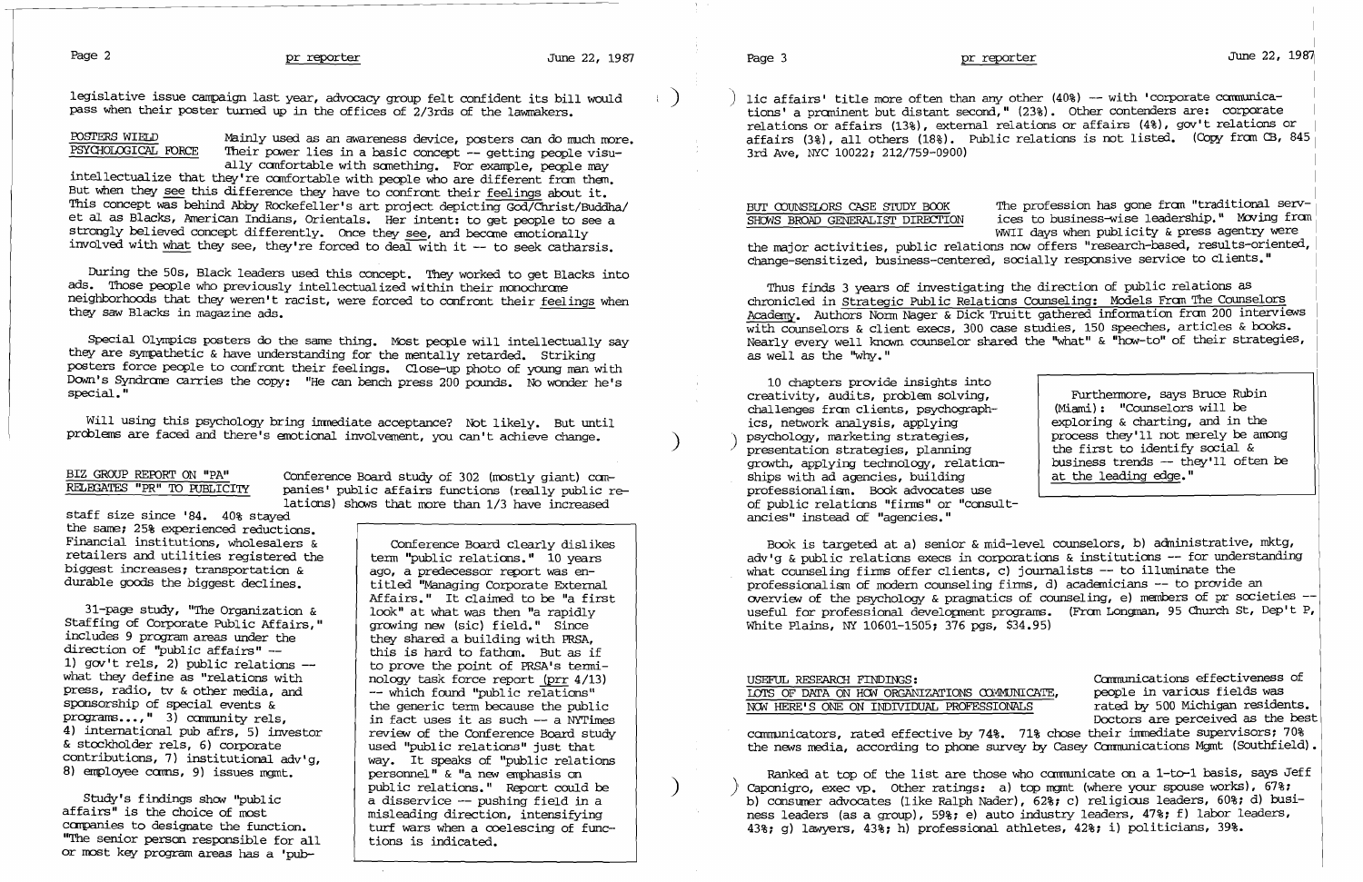legislative issue campaign last year, advocacy group felt confident its bill would pass when their poster turned up in the offices of 2/3rds of the lawmakers.

**POSTERS WIELD PSYCHOLOGICAL FORCE**

Mainly used as an awareness device, posters can do much more. Their power lies in a basic concept -- getting people visually comfortable with something. For example, people may intellectualize that they're comfortable with people who are different from them. But when they see this difference they have to confront their feelings about it. This concept was behind Abby Rockefeller's art project depicting God/Christ/Buddha/ et al as Blacks, American Indians, Orientals. Her intent: to get people to see a strongly believed concept differently. Once they see, and become emotionally involved with what they see, they're forced to deal with it -- to seek catharsis.

During the 50s, Black leaders used this concept. They worked to get Blacks into ads. Those people who previously intellectualized within their monochrome neighborhoods that they weren't racist, were forced to confront their feelings when they saw Blacks in magazine ads.

Special Olympics posters do the same thing. Most people will intellectually say they are sympathetic & have understanding for the mentally retarded. Striking posters force people to confront their feelings. Close-up photo of young man with Down's Syndrome carries the copy: "He can bench press 200 pounds. No wonder he's special."

Will using this psychology bring immediate acceptance? Not likely. But until problems are faced and there's emotional involvement, you can't achieve change.

**BIZ GROUP REPORT ON "PA" RELEGATES "PR" TO PUBLICITY**

Conference Board study of 302 (mostly giant) companies' public affairs functions (really public relations) shows that more than 1/3 have increased staff size since '84. 40% stayed the same; 25% experienced reductions. Financial institutions, wholesalers & retailers and utilities registered the biggest increases; transportation & durable goods the biggest declines.

31-page study, "The Organization & Staffing of Corporate Public Affairs," includes 9 program areas under the direction of "public affairs" -- 1) gov't rels, 2) public relations -- what they define as "relations with press, radio, tv & other media, and sponsorship of special events & programs...," 3) community rels, 4) international pub afrs, 5) investor & stockholder rels, 6) corporate contributions, 7) institutional adv'g, 8) employee comms, 9) issues mgmt.

Study's findings show "public affairs" is the choice of most companies to designate the function. "The senior person responsible for all or most key program areas has a 'public affairs' title more often than any other (40%) -- with 'corporate communications' a prominent but distant second," (23%). Other contenders are: corporate relations or affairs (13%), external relations or affairs (4%), gov't relations or affairs (3%), all others (18%). Public relations is not listed. (Copy from CB, 845 3rd Ave, NYC 10022; 212/759-0900)

> Conference Board clearly dislikes term "public relations." 10 years ago, a predecessor report was entitled "Managing Corporate External Affairs." It claimed to be "a first look" at what was then "a rapidly growing new (sic) field." Since they shared a building with PRSA, this is hard to fathom. But as if to prove the point of PRSA's terminology task force report (prr 4/13) -- which found "public relations" the generic term because the public in fact uses it as such -- a NYTimes review of the Conference Board study used "public relations" just that way. It speaks of "public relations personnel" & "a new emphasis on public relations." Report could be a disservice -- pushing field in a misleading direction, intensifying turf wars when a coelescing of functions is indicated.

**BUT COUNSELORS CASE STUDY BOOK SHOWS BROAD GENERALIST DIRECTION**

The profession has gone from "traditional services to business-wise leadership." Moving from WWII days when publicity & press agentry were the major activities, public relations now offers "research-based, results-oriented, change-sensitized, business-centered, socially responsive service to clients."

Thus finds 3 years of investigating the direction of public relations as chronicled in Strategic Public Relations Counseling: Models From The Counselors Academy. Authors Norm Nager & Dick Truitt gathered information from 200 interviews with counselors & client execs, 300 case studies, 150 speeches, articles & books. Nearly every well known counselor shared the "what" & "how-to" of their strategies, as well as the "why."

10 chapters provide insights into creativity, audits, problem solving, challenges from clients, psychographics, network analysis, applying psychology, marketing strategies, presentation strategies, planning growth, applying technology, relationships with ad agencies, building professionalism. Book advocates use of public relations "firms" or "consultancies" instead of "agencies."

> Furthermore, says Bruce Rubin (Miami): "Counselors will be exploring & charting, and in the process they'll not merely be among the first to identify social & business trends -- they'll often be at the leading edge."

Book is targeted at a) senior & mid-level counselors, b) administrative, mktg, adv'g & public relations execs in corporations & institutions -- for understanding what counseling firms offer clients, c) journalists -- to illuminate the professionalism of modern counseling firms, d) academicians -- to provide an overview of the psychology & pragmatics of counseling, e) members of pr societies -- useful for professional development programs. (From Longman, 95 Church St, Dep't P, White Plains, NY 10601-1505; 376 pgs, $34.95)

**USEFUL RESEARCH FINDINGS: LOTS OF DATA ON HOW ORGANIZATIONS COMMUNICATE, NOW HERE'S ONE ON INDIVIDUAL PROFESSIONALS**

Communications effectiveness of people in various fields was rated by 500 Michigan residents. Doctors are perceived as the best communicators, rated effective by 74%. 71% chose their immediate supervisors; 70% the news media, according to phone survey by Casey Communications Mgmt (Southfield).

Ranked at top of the list are those who communicate on a 1-to-1 basis, says Jeff Caponigro, exec vp. Other ratings: a) top mgmt (where your spouse works), 67%; b) consumer advocates (like Ralph Nader), 62%; c) religious leaders, 60%; d) business leaders (as a group), 59%; e) auto industry leaders, 47%; f) labor leaders, 43%; g) lawyers, 43%; h) professional athletes, 42%; i) politicians, 39%.